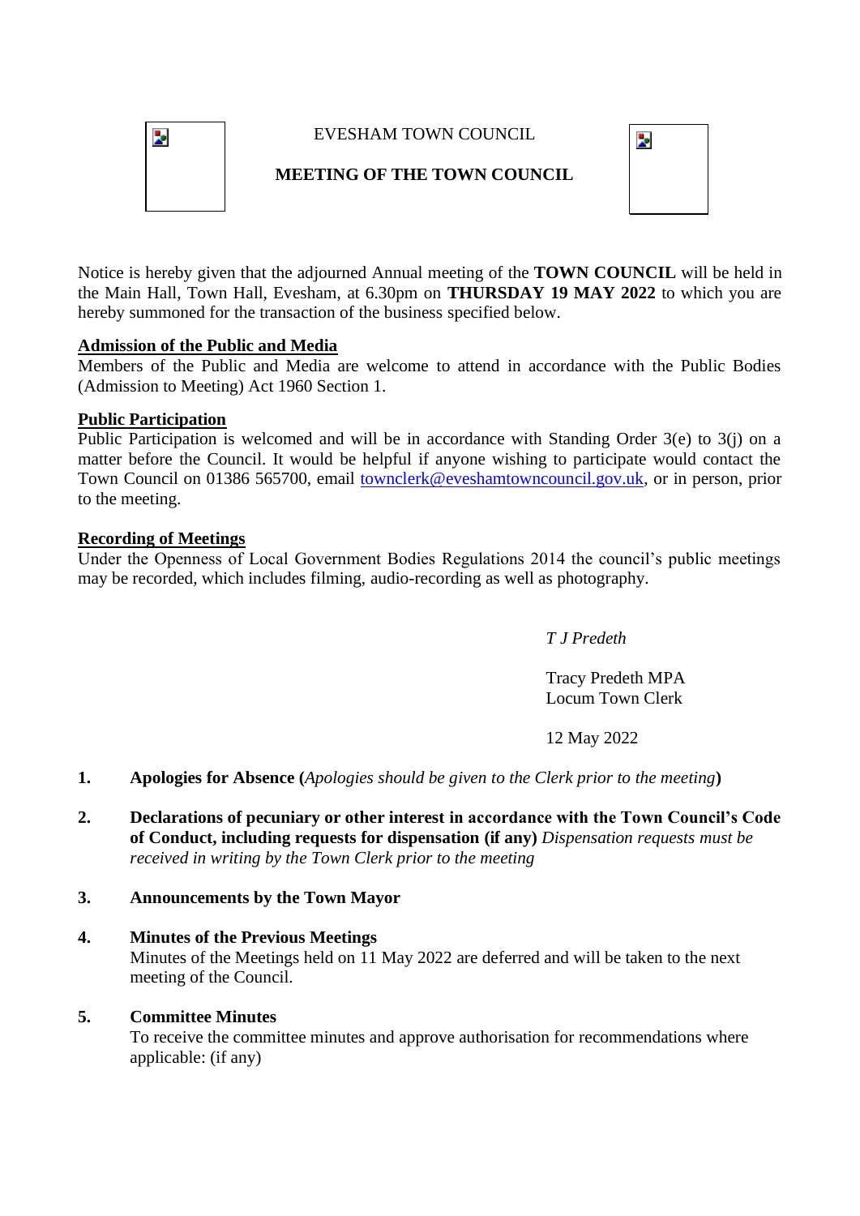EVESHAM TOWN COUNCIL

**MEETING OF THE TOWN COUNCIL**

Notice is hereby given that the adjourned Annual meeting of the **TOWN COUNCIL** will be held in the Main Hall, Town Hall, Evesham, at 6.30pm on **THURSDAY 19 MAY 2022** to which you are hereby summoned for the transaction of the business specified below.

**Admission of the Public and Media**

Members of the Public and Media are welcome to attend in accordance with the Public Bodies (Admission to Meeting) Act 1960 Section 1.

**Public Participation**

Public Participation is welcomed and will be in accordance with Standing Order 3(e) to 3(j) on a matter before the Council. It would be helpful if anyone wishing to participate would contact the Town Council on 01386 565700, email townclerk@eveshamtowncouncil.gov.uk, or in person, prior to the meeting.

**Recording of Meetings**

Under the Openness of Local Government Bodies Regulations 2014 the council's public meetings may be recorded, which includes filming, audio-recording as well as photography.

*T J Predeth*

Tracy Predeth MPA
Locum Town Clerk

12 May 2022

1. **Apologies for Absence (***Apologies should be given to the Clerk prior to the meeting***)**

2. **Declarations of pecuniary or other interest in accordance with the Town Council's Code of Conduct, including requests for dispensation (if any)** *Dispensation requests must be received in writing by the Town Clerk prior to the meeting*

3. **Announcements by the Town Mayor**

4. **Minutes of the Previous Meetings**
   Minutes of the Meetings held on 11 May 2022 are deferred and will be taken to the next meeting of the Council.

5. **Committee Minutes**
   To receive the committee minutes and approve authorisation for recommendations where applicable: (if any)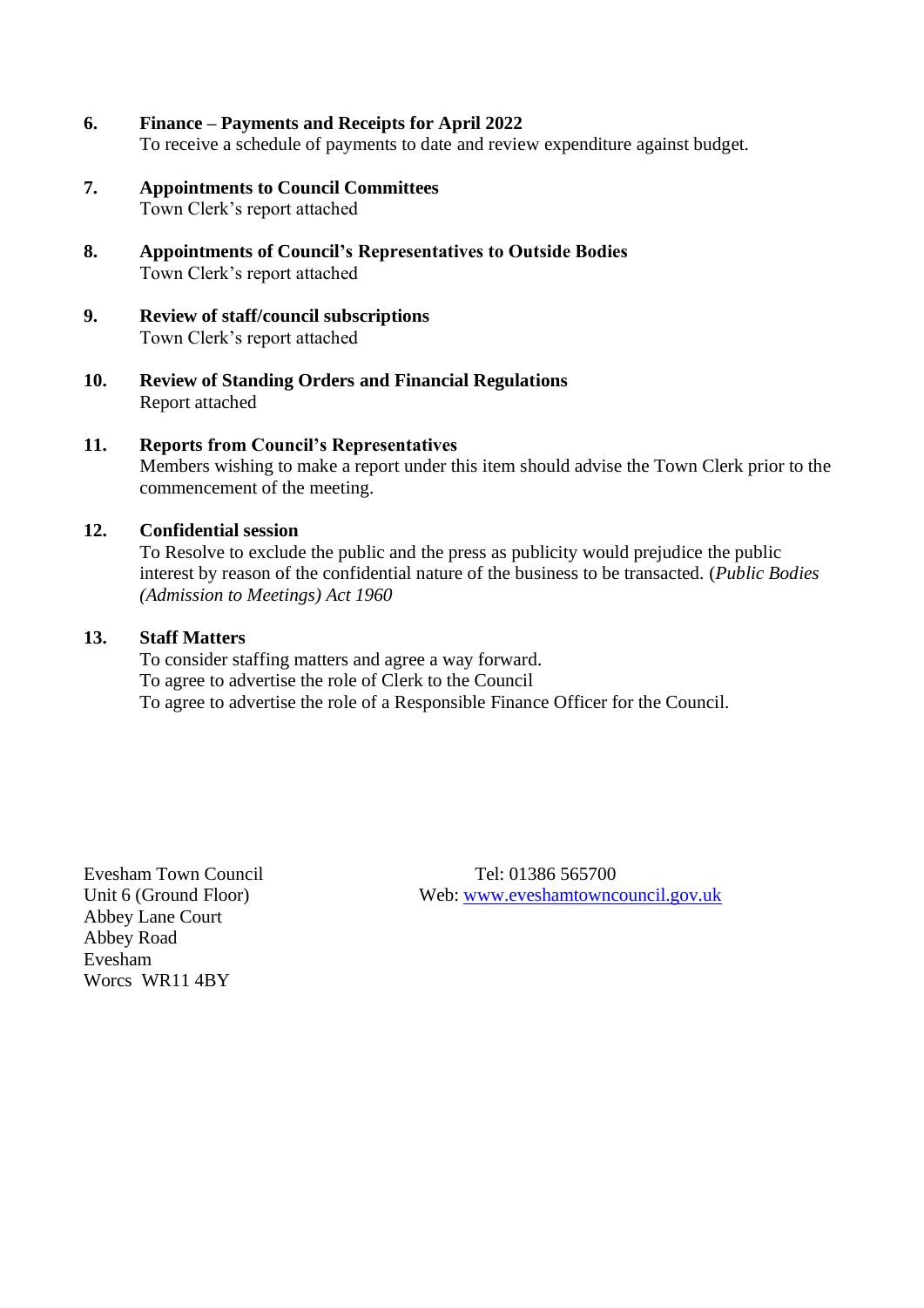**6. Finance – Payments and Receipts for April 2022**
To receive a schedule of payments to date and review expenditure against budget.

**7. Appointments to Council Committees**
Town Clerk's report attached

**8. Appointments of Council's Representatives to Outside Bodies**
Town Clerk's report attached

**9. Review of staff/council subscriptions**
Town Clerk's report attached

**10. Review of Standing Orders and Financial Regulations**
Report attached

**11. Reports from Council's Representatives**
Members wishing to make a report under this item should advise the Town Clerk prior to the commencement of the meeting.

**12. Confidential session**
To Resolve to exclude the public and the press as publicity would prejudice the public interest by reason of the confidential nature of the business to be transacted. (*Public Bodies (Admission to Meetings) Act 1960*

**13. Staff Matters**
To consider staffing matters and agree a way forward.
To agree to advertise the role of Clerk to the Council
To agree to advertise the role of a Responsible Finance Officer for the Council.

Evesham Town Council
Unit 6 (Ground Floor)
Abbey Lane Court
Abbey Road
Evesham
Worcs WR11 4BY

Tel: 01386 565700
Web: www.eveshamtowncouncil.gov.uk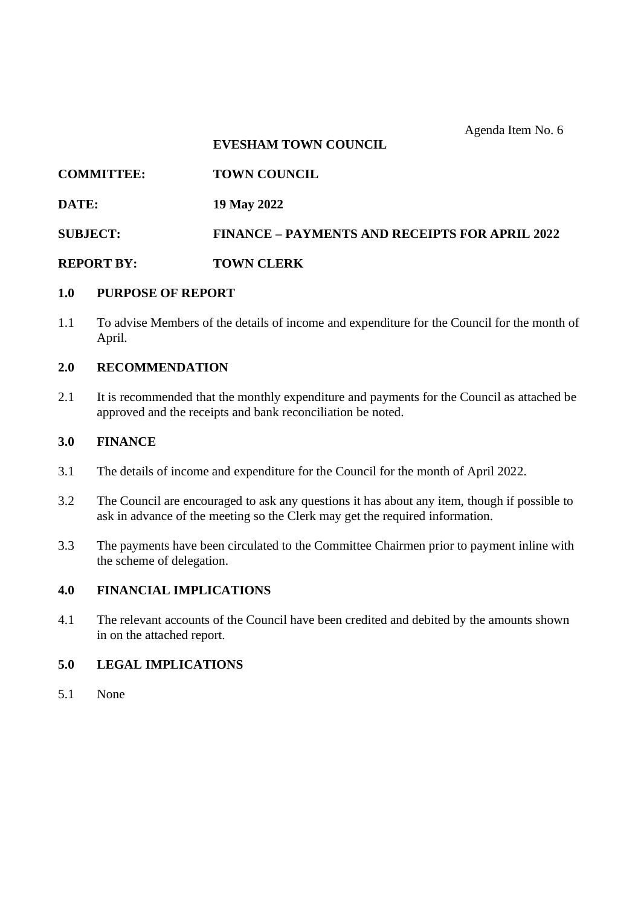Agenda Item No. 6

**EVESHAM TOWN COUNCIL**

**COMMITTEE:** **TOWN COUNCIL**

**DATE:** **19 May 2022**

**SUBJECT:** **FINANCE – PAYMENTS AND RECEIPTS FOR APRIL 2022**

**REPORT BY:** **TOWN CLERK**

## 1.0 PURPOSE OF REPORT

1.1 To advise Members of the details of income and expenditure for the Council for the month of April.

## 2.0 RECOMMENDATION

2.1 It is recommended that the monthly expenditure and payments for the Council as attached be approved and the receipts and bank reconciliation be noted.

## 3.0 FINANCE

3.1 The details of income and expenditure for the Council for the month of April 2022.

3.2 The Council are encouraged to ask any questions it has about any item, though if possible to ask in advance of the meeting so the Clerk may get the required information.

3.3 The payments have been circulated to the Committee Chairmen prior to payment inline with the scheme of delegation.

## 4.0 FINANCIAL IMPLICATIONS

4.1 The relevant accounts of the Council have been credited and debited by the amounts shown in on the attached report.

## 5.0 LEGAL IMPLICATIONS

5.1 None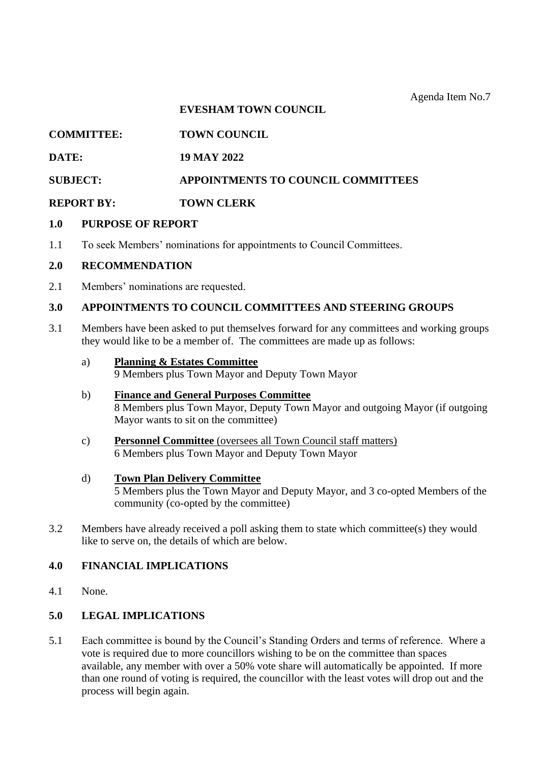Agenda Item No.7

**EVESHAM TOWN COUNCIL**

**COMMITTEE:** TOWN COUNCIL

**DATE:** 19 MAY 2022

**SUBJECT:** APPOINTMENTS TO COUNCIL COMMITTEES

**REPORT BY:** TOWN CLERK

## 1.0 PURPOSE OF REPORT

1.1 To seek Members' nominations for appointments to Council Committees.

## 2.0 RECOMMENDATION

2.1 Members' nominations are requested.

## 3.0 APPOINTMENTS TO COUNCIL COMMITTEES AND STEERING GROUPS

3.1 Members have been asked to put themselves forward for any committees and working groups they would like to be a member of. The committees are made up as follows:

a) **Planning & Estates Committee**
9 Members plus Town Mayor and Deputy Town Mayor

b) **Finance and General Purposes Committee**
8 Members plus Town Mayor, Deputy Town Mayor and outgoing Mayor (if outgoing Mayor wants to sit on the committee)

c) **Personnel Committee** (oversees all Town Council staff matters)
6 Members plus Town Mayor and Deputy Town Mayor

d) **Town Plan Delivery Committee**
5 Members plus the Town Mayor and Deputy Mayor, and 3 co-opted Members of the community (co-opted by the committee)

3.2 Members have already received a poll asking them to state which committee(s) they would like to serve on, the details of which are below.

## 4.0 FINANCIAL IMPLICATIONS

4.1 None.

## 5.0 LEGAL IMPLICATIONS

5.1 Each committee is bound by the Council's Standing Orders and terms of reference. Where a vote is required due to more councillors wishing to be on the committee than spaces available, any member with over a 50% vote share will automatically be appointed. If more than one round of voting is required, the councillor with the least votes will drop out and the process will begin again.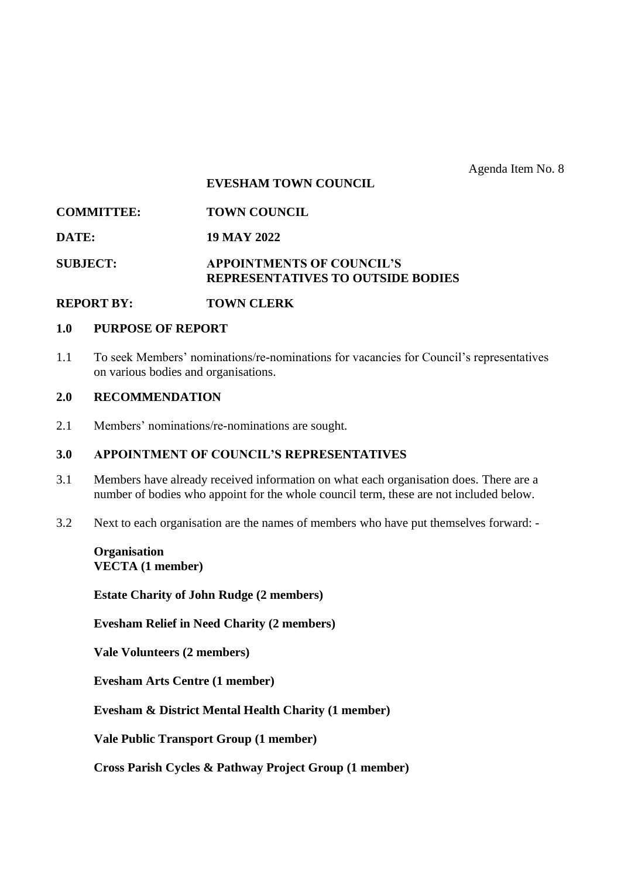Agenda Item No. 8

**EVESHAM TOWN COUNCIL**

**COMMITTEE:** **TOWN COUNCIL**

**DATE:** **19 MAY 2022**

**SUBJECT:** **APPOINTMENTS OF COUNCIL'S REPRESENTATIVES TO OUTSIDE BODIES**

**REPORT BY:** **TOWN CLERK**

## 1.0 PURPOSE OF REPORT

1.1 To seek Members' nominations/re-nominations for vacancies for Council's representatives on various bodies and organisations.

## 2.0 RECOMMENDATION

2.1 Members' nominations/re-nominations are sought.

## 3.0 APPOINTMENT OF COUNCIL'S REPRESENTATIVES

3.1 Members have already received information on what each organisation does. There are a number of bodies who appoint for the whole council term, these are not included below.

3.2 Next to each organisation are the names of members who have put themselves forward: -

**Organisation**
**VECTA (1 member)**

**Estate Charity of John Rudge (2 members)**

**Evesham Relief in Need Charity (2 members)**

**Vale Volunteers (2 members)**

**Evesham Arts Centre (1 member)**

**Evesham & District Mental Health Charity (1 member)**

**Vale Public Transport Group (1 member)**

**Cross Parish Cycles & Pathway Project Group (1 member)**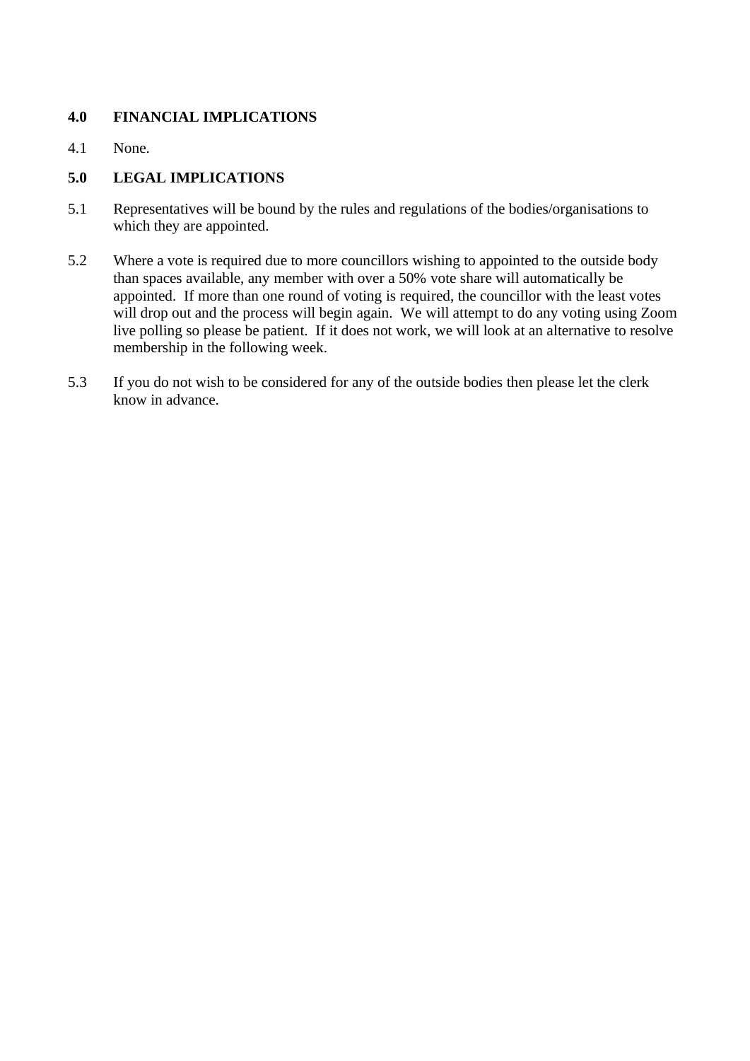## 4.0 FINANCIAL IMPLICATIONS

4.1 None.

## 5.0 LEGAL IMPLICATIONS

5.1 Representatives will be bound by the rules and regulations of the bodies/organisations to which they are appointed.

5.2 Where a vote is required due to more councillors wishing to appointed to the outside body than spaces available, any member with over a 50% vote share will automatically be appointed. If more than one round of voting is required, the councillor with the least votes will drop out and the process will begin again. We will attempt to do any voting using Zoom live polling so please be patient. If it does not work, we will look at an alternative to resolve membership in the following week.

5.3 If you do not wish to be considered for any of the outside bodies then please let the clerk know in advance.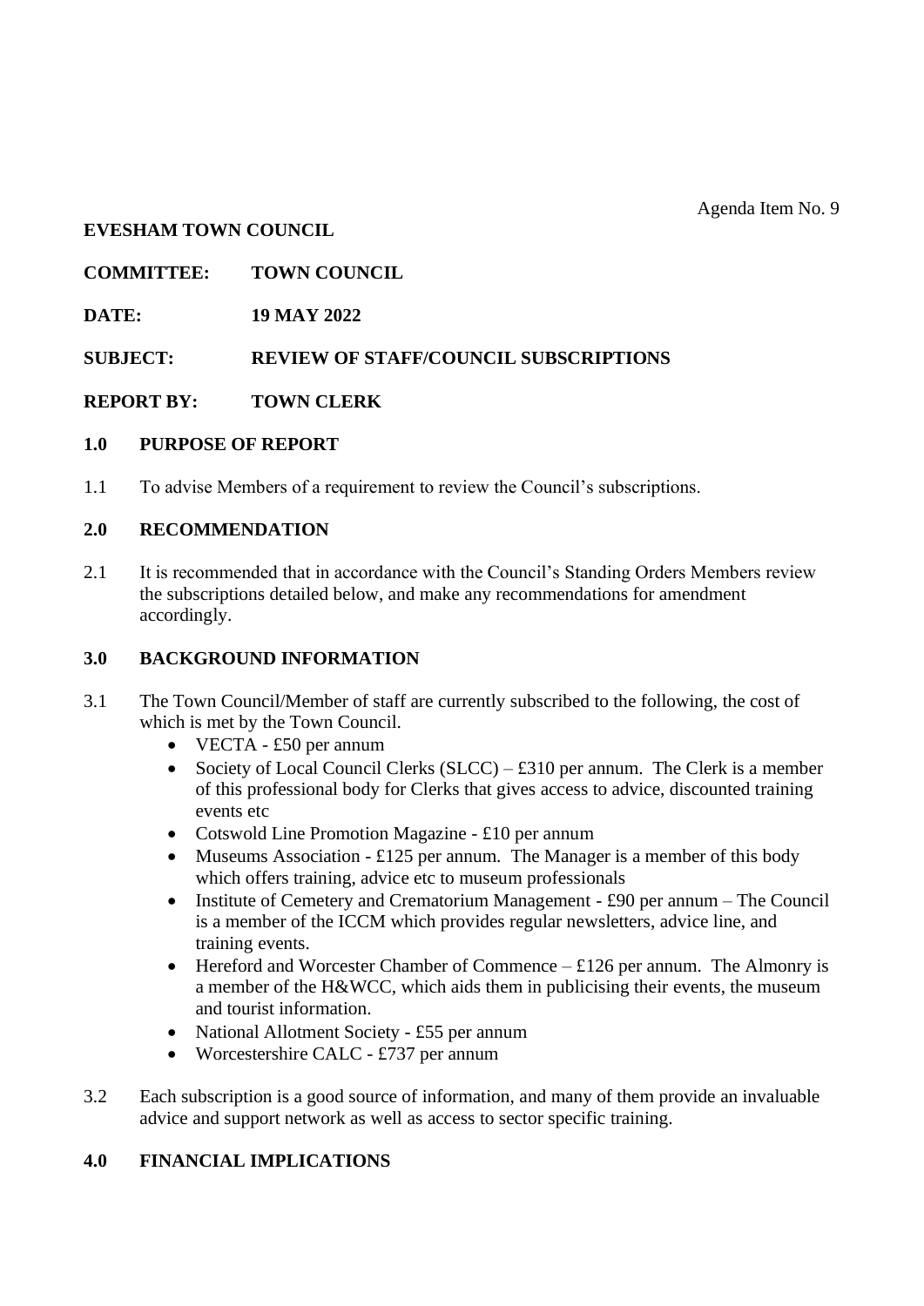Agenda Item No. 9

**EVESHAM TOWN COUNCIL**

**COMMITTEE:** **TOWN COUNCIL**

**DATE:** **19 MAY 2022**

**SUBJECT:** **REVIEW OF STAFF/COUNCIL SUBSCRIPTIONS**

**REPORT BY:** **TOWN CLERK**

## 1.0 PURPOSE OF REPORT

1.1 To advise Members of a requirement to review the Council's subscriptions.

## 2.0 RECOMMENDATION

2.1 It is recommended that in accordance with the Council's Standing Orders Members review the subscriptions detailed below, and make any recommendations for amendment accordingly.

## 3.0 BACKGROUND INFORMATION

3.1 The Town Council/Member of staff are currently subscribed to the following, the cost of which is met by the Town Council.

- VECTA - £50 per annum
- Society of Local Council Clerks (SLCC) – £310 per annum. The Clerk is a member of this professional body for Clerks that gives access to advice, discounted training events etc
- Cotswold Line Promotion Magazine - £10 per annum
- Museums Association - £125 per annum. The Manager is a member of this body which offers training, advice etc to museum professionals
- Institute of Cemetery and Crematorium Management - £90 per annum – The Council is a member of the ICCM which provides regular newsletters, advice line, and training events.
- Hereford and Worcester Chamber of Commence – £126 per annum. The Almonry is a member of the H&WCC, which aids them in publicising their events, the museum and tourist information.
- National Allotment Society - £55 per annum
- Worcestershire CALC - £737 per annum

3.2 Each subscription is a good source of information, and many of them provide an invaluable advice and support network as well as access to sector specific training.

## 4.0 FINANCIAL IMPLICATIONS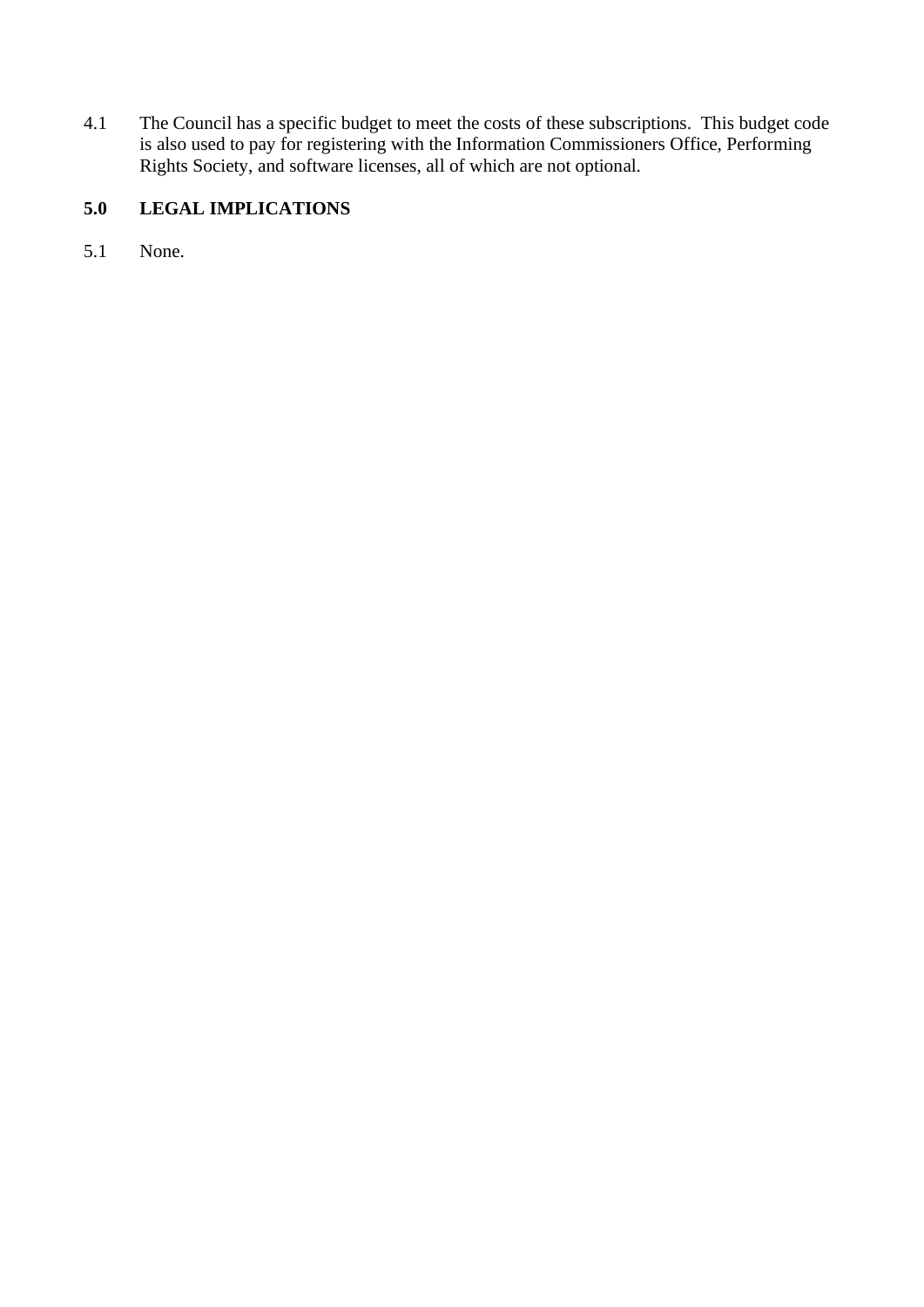4.1 The Council has a specific budget to meet the costs of these subscriptions. This budget code is also used to pay for registering with the Information Commissioners Office, Performing Rights Society, and software licenses, all of which are not optional.

## 5.0 LEGAL IMPLICATIONS

5.1 None.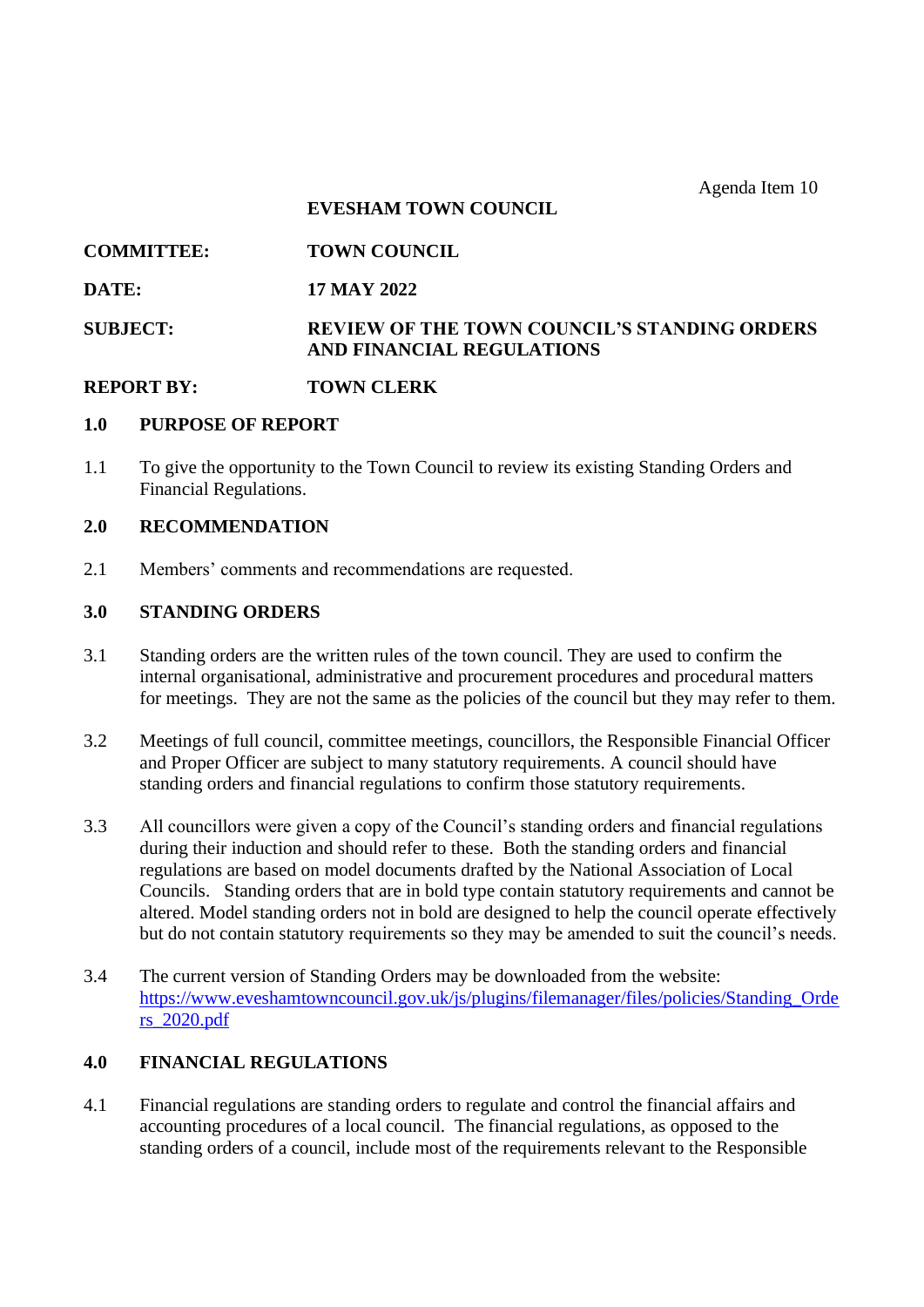Agenda Item 10

**EVESHAM TOWN COUNCIL**

| | |
|---|---|
| **COMMITTEE:** | **TOWN COUNCIL** |
| **DATE:** | **17 MAY 2022** |
| **SUBJECT:** | **REVIEW OF THE TOWN COUNCIL'S STANDING ORDERS AND FINANCIAL REGULATIONS** |
| **REPORT BY:** | **TOWN CLERK** |

## 1.0 PURPOSE OF REPORT

1.1 To give the opportunity to the Town Council to review its existing Standing Orders and Financial Regulations.

## 2.0 RECOMMENDATION

2.1 Members' comments and recommendations are requested.

## 3.0 STANDING ORDERS

3.1 Standing orders are the written rules of the town council. They are used to confirm the internal organisational, administrative and procurement procedures and procedural matters for meetings. They are not the same as the policies of the council but they may refer to them.

3.2 Meetings of full council, committee meetings, councillors, the Responsible Financial Officer and Proper Officer are subject to many statutory requirements. A council should have standing orders and financial regulations to confirm those statutory requirements.

3.3 All councillors were given a copy of the Council's standing orders and financial regulations during their induction and should refer to these. Both the standing orders and financial regulations are based on model documents drafted by the National Association of Local Councils. Standing orders that are in bold type contain statutory requirements and cannot be altered. Model standing orders not in bold are designed to help the council operate effectively but do not contain statutory requirements so they may be amended to suit the council's needs.

3.4 The current version of Standing Orders may be downloaded from the website: https://www.eveshamtowncouncil.gov.uk/js/plugins/filemanager/files/policies/Standing_Orders_2020.pdf

## 4.0 FINANCIAL REGULATIONS

4.1 Financial regulations are standing orders to regulate and control the financial affairs and accounting procedures of a local council. The financial regulations, as opposed to the standing orders of a council, include most of the requirements relevant to the Responsible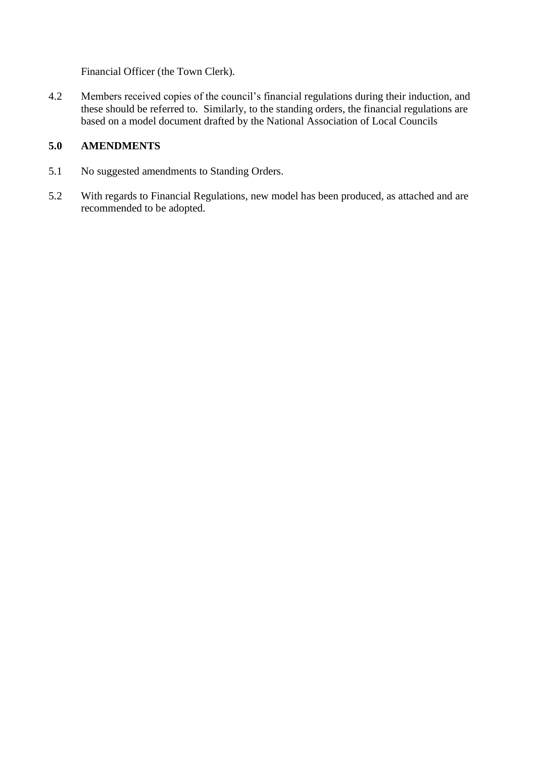Financial Officer (the Town Clerk).

4.2 Members received copies of the council's financial regulations during their induction, and these should be referred to. Similarly, to the standing orders, the financial regulations are based on a model document drafted by the National Association of Local Councils

## 5.0 AMENDMENTS

5.1 No suggested amendments to Standing Orders.

5.2 With regards to Financial Regulations, new model has been produced, as attached and are recommended to be adopted.